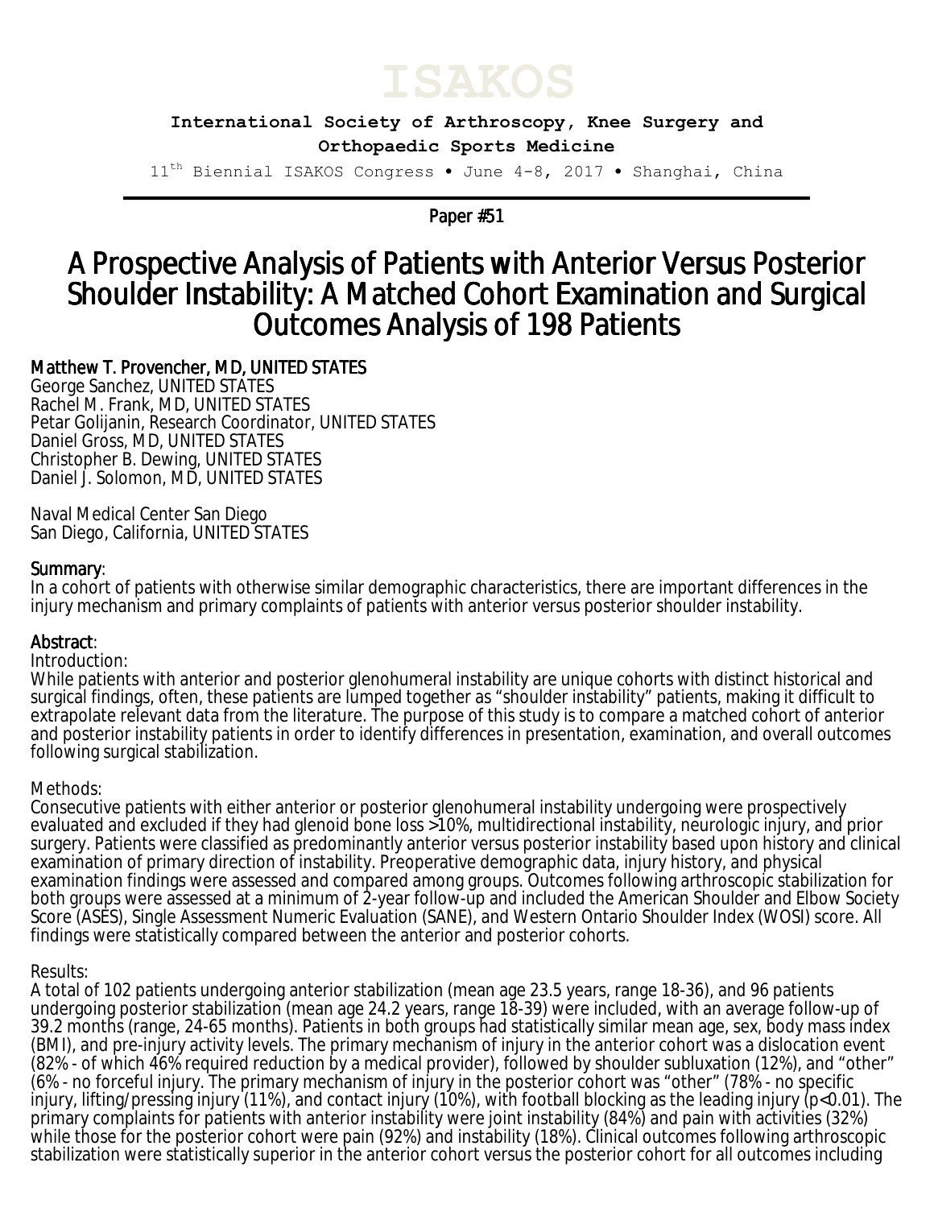# ISAKOS

**International Society of Arthroscopy, Knee Surgery and Orthopaedic Sports Medicine**

11th Biennial ISAKOS Congress • June 4-8, 2017 • Shanghai, China

Paper #51

# A Prospective Analysis of Patients with Anterior Versus Posterior Shoulder Instability: A Matched Cohort Examination and Surgical Outcomes Analysis of 198 Patients

Matthew T. Provencher, MD, UNITED STATES
George Sanchez, UNITED STATES
Rachel M. Frank, MD, UNITED STATES
Petar Golijanin, Research Coordinator, UNITED STATES
Daniel Gross, MD, UNITED STATES
Christopher B. Dewing, UNITED STATES
Daniel J. Solomon, MD, UNITED STATES

Naval Medical Center San Diego
San Diego, California, UNITED STATES

## Summary:

In a cohort of patients with otherwise similar demographic characteristics, there are important differences in the injury mechanism and primary complaints of patients with anterior versus posterior shoulder instability.

## Abstract:

Introduction:

While patients with anterior and posterior glenohumeral instability are unique cohorts with distinct historical and surgical findings, often, these patients are lumped together as "shoulder instability" patients, making it difficult to extrapolate relevant data from the literature. The purpose of this study is to compare a matched cohort of anterior and posterior instability patients in order to identify differences in presentation, examination, and overall outcomes following surgical stabilization.

Methods:

Consecutive patients with either anterior or posterior glenohumeral instability undergoing were prospectively evaluated and excluded if they had glenoid bone loss >10%, multidirectional instability, neurologic injury, and prior surgery. Patients were classified as predominantly anterior versus posterior instability based upon history and clinical examination of primary direction of instability. Preoperative demographic data, injury history, and physical examination findings were assessed and compared among groups. Outcomes following arthroscopic stabilization for both groups were assessed at a minimum of 2-year follow-up and included the American Shoulder and Elbow Society Score (ASES), Single Assessment Numeric Evaluation (SANE), and Western Ontario Shoulder Index (WOSI) score. All findings were statistically compared between the anterior and posterior cohorts.

Results:

A total of 102 patients undergoing anterior stabilization (mean age 23.5 years, range 18-36), and 96 patients undergoing posterior stabilization (mean age 24.2 years, range 18-39) were included, with an average follow-up of 39.2 months (range, 24-65 months). Patients in both groups had statistically similar mean age, sex, body mass index (BMI), and pre-injury activity levels. The primary mechanism of injury in the anterior cohort was a dislocation event (82% - of which 46% required reduction by a medical provider), followed by shoulder subluxation (12%), and "other" (6% - no forceful injury. The primary mechanism of injury in the posterior cohort was "other" (78% - no specific injury, lifting/pressing injury (11%), and contact injury (10%), with football blocking as the leading injury ($p<0.01$). The primary complaints for patients with anterior instability were joint instability (84%) and pain with activities (32%) while those for the posterior cohort were pain (92%) and instability (18%). Clinical outcomes following arthroscopic stabilization were statistically superior in the anterior cohort versus the posterior cohort for all outcomes including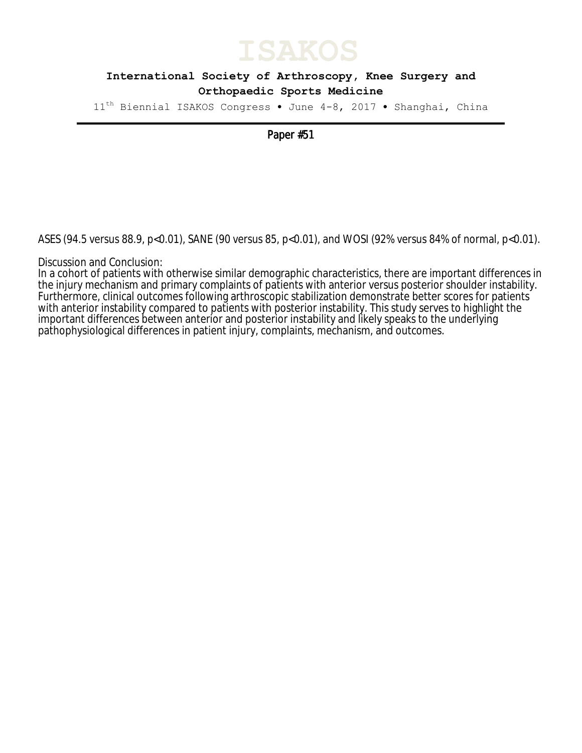ASES (94.5 versus 88.9, $p<0.01$), SANE (90 versus 85, $p<0.01$), and WOSI (92% versus 84% of normal, $p<0.01$).

Discussion and Conclusion:
In a cohort of patients with otherwise similar demographic characteristics, there are important differences in the injury mechanism and primary complaints of patients with anterior versus posterior shoulder instability. Furthermore, clinical outcomes following arthroscopic stabilization demonstrate better scores for patients with anterior instability compared to patients with posterior instability. This study serves to highlight the important differences between anterior and posterior instability and likely speaks to the underlying pathophysiological differences in patient injury, complaints, mechanism, and outcomes.